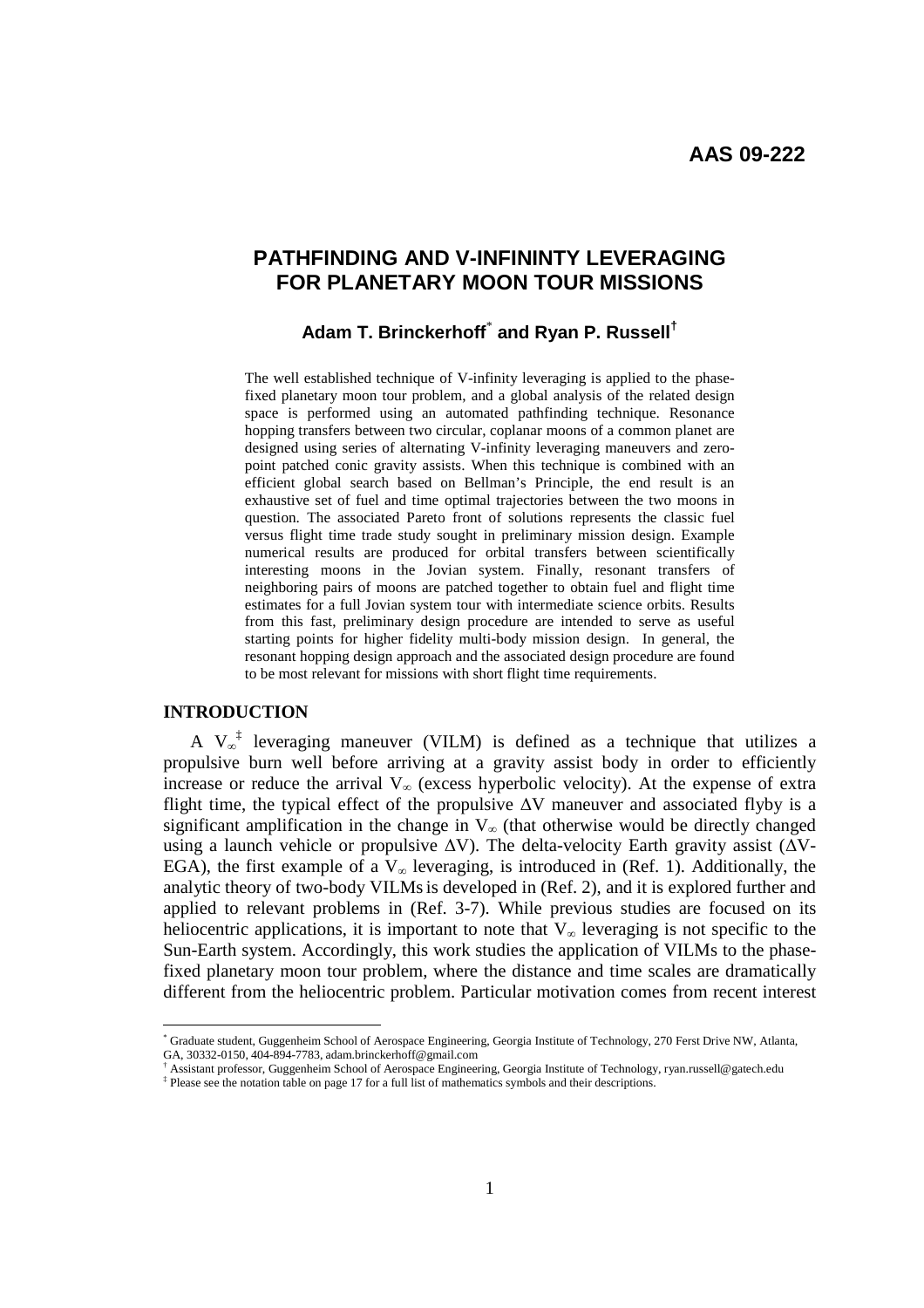AAS 09-222

# PATHFINDING AND V-INFININTY LEVERAGING FOR PLANETARY MOON TOUR MISSIONS

**Adam T. Brinckerhoff[*] and Ryan P. Russell[†]**

The well established technique of V-infinity leveraging is applied to the phase-fixed planetary moon tour problem, and a global analysis of the related design space is performed using an automated pathfinding technique. Resonance hopping transfers between two circular, coplanar moons of a common planet are designed using series of alternating V-infinity leveraging maneuvers and zero-point patched conic gravity assists. When this technique is combined with an efficient global search based on Bellman's Principle, the end result is an exhaustive set of fuel and time optimal trajectories between the two moons in question. The associated Pareto front of solutions represents the classic fuel versus flight time trade study sought in preliminary mission design. Example numerical results are produced for orbital transfers between scientifically interesting moons in the Jovian system. Finally, resonant transfers of neighboring pairs of moons are patched together to obtain fuel and flight time estimates for a full Jovian system tour with intermediate science orbits. Results from this fast, preliminary design procedure are intended to serve as useful starting points for higher fidelity multi-body mission design. In general, the resonant hopping design approach and the associated design procedure are found to be most relevant for missions with short flight time requirements.

## INTRODUCTION

A $V_\infty$[‡] leveraging maneuver (VILM) is defined as a technique that utilizes a propulsive burn well before arriving at a gravity assist body in order to efficiently increase or reduce the arrival $V_\infty$ (excess hyperbolic velocity). At the expense of extra flight time, the typical effect of the propulsive $\Delta V$ maneuver and associated flyby is a significant amplification in the change in $V_\infty$ (that otherwise would be directly changed using a launch vehicle or propulsive $\Delta V$). The delta-velocity Earth gravity assist ($\Delta V$-EGA), the first example of a $V_\infty$ leveraging, is introduced in (Ref. 1). Additionally, the analytic theory of two-body VILMs is developed in (Ref. 2), and it is explored further and applied to relevant problems in (Ref. 3-7). While previous studies are focused on its heliocentric applications, it is important to note that $V_\infty$ leveraging is not specific to the Sun-Earth system. Accordingly, this work studies the application of VILMs to the phase-fixed planetary moon tour problem, where the distance and time scales are dramatically different from the heliocentric problem. Particular motivation comes from recent interest

---

[*] Graduate student, Guggenheim School of Aerospace Engineering, Georgia Institute of Technology, 270 Ferst Drive NW, Atlanta, GA, 30332-0150, 404-894-7783, adam.brinckerhoff@gmail.com

[†] Assistant professor, Guggenheim School of Aerospace Engineering, Georgia Institute of Technology, ryan.russell@gatech.edu

[‡] Please see the notation table on page 17 for a full list of mathematics symbols and their descriptions.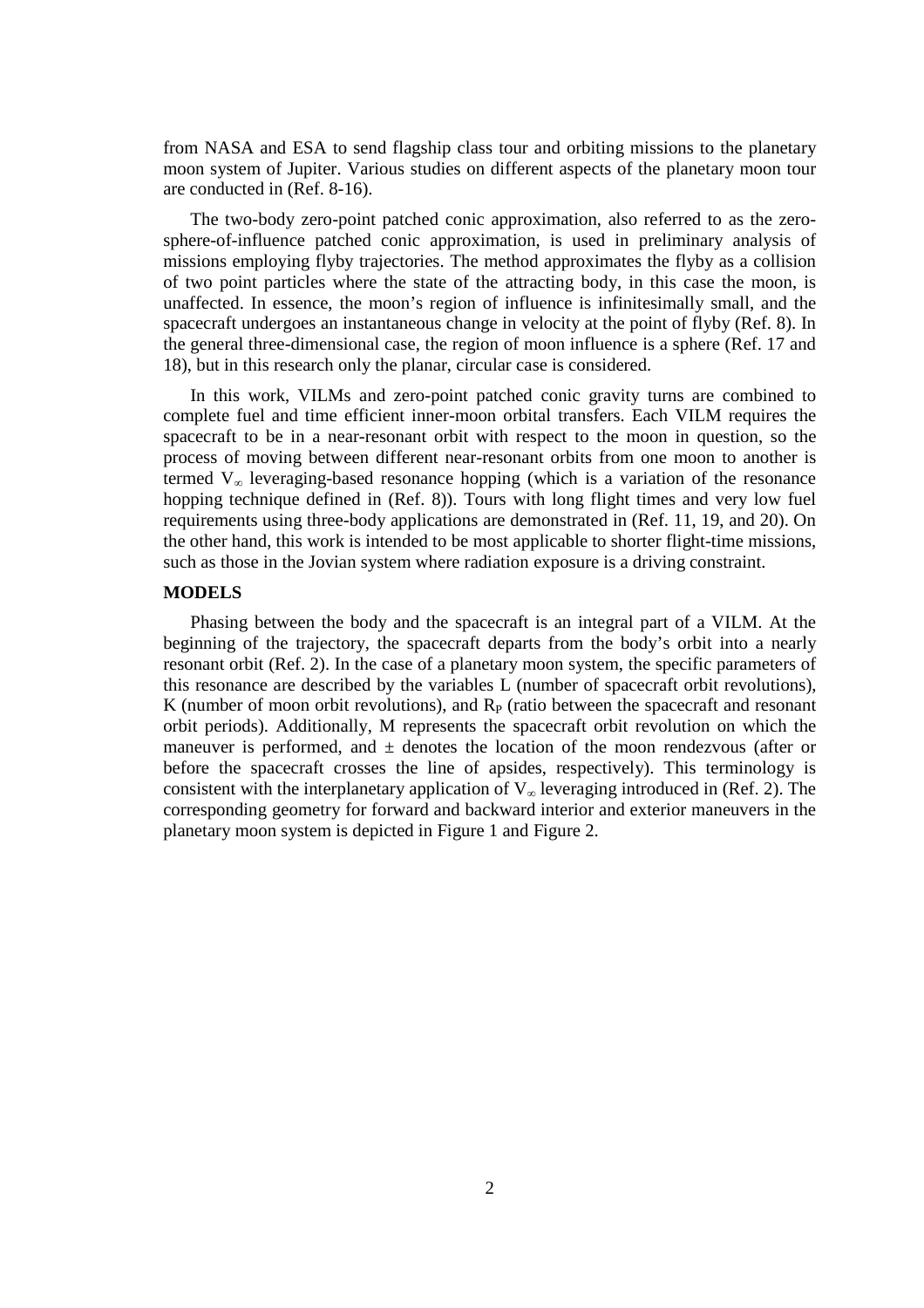from NASA and ESA to send flagship class tour and orbiting missions to the planetary moon system of Jupiter. Various studies on different aspects of the planetary moon tour are conducted in (Ref. 8-16).

The two-body zero-point patched conic approximation, also referred to as the zero-sphere-of-influence patched conic approximation, is used in preliminary analysis of missions employing flyby trajectories. The method approximates the flyby as a collision of two point particles where the state of the attracting body, in this case the moon, is unaffected. In essence, the moon's region of influence is infinitesimally small, and the spacecraft undergoes an instantaneous change in velocity at the point of flyby (Ref. 8). In the general three-dimensional case, the region of moon influence is a sphere (Ref. 17 and 18), but in this research only the planar, circular case is considered.

In this work, VILMs and zero-point patched conic gravity turns are combined to complete fuel and time efficient inner-moon orbital transfers. Each VILM requires the spacecraft to be in a near-resonant orbit with respect to the moon in question, so the process of moving between different near-resonant orbits from one moon to another is termed $V_\infty$ leveraging-based resonance hopping (which is a variation of the resonance hopping technique defined in (Ref. 8)). Tours with long flight times and very low fuel requirements using three-body applications are demonstrated in (Ref. 11, 19, and 20). On the other hand, this work is intended to be most applicable to shorter flight-time missions, such as those in the Jovian system where radiation exposure is a driving constraint.

## MODELS

Phasing between the body and the spacecraft is an integral part of a VILM. At the beginning of the trajectory, the spacecraft departs from the body's orbit into a nearly resonant orbit (Ref. 2). In the case of a planetary moon system, the specific parameters of this resonance are described by the variables L (number of spacecraft orbit revolutions), K (number of moon orbit revolutions), and $R_P$ (ratio between the spacecraft and resonant orbit periods). Additionally, M represents the spacecraft orbit revolution on which the maneuver is performed, and $\pm$ denotes the location of the moon rendezvous (after or before the spacecraft crosses the line of apsides, respectively). This terminology is consistent with the interplanetary application of $V_\infty$ leveraging introduced in (Ref. 2). The corresponding geometry for forward and backward interior and exterior maneuvers in the planetary moon system is depicted in Figure 1 and Figure 2.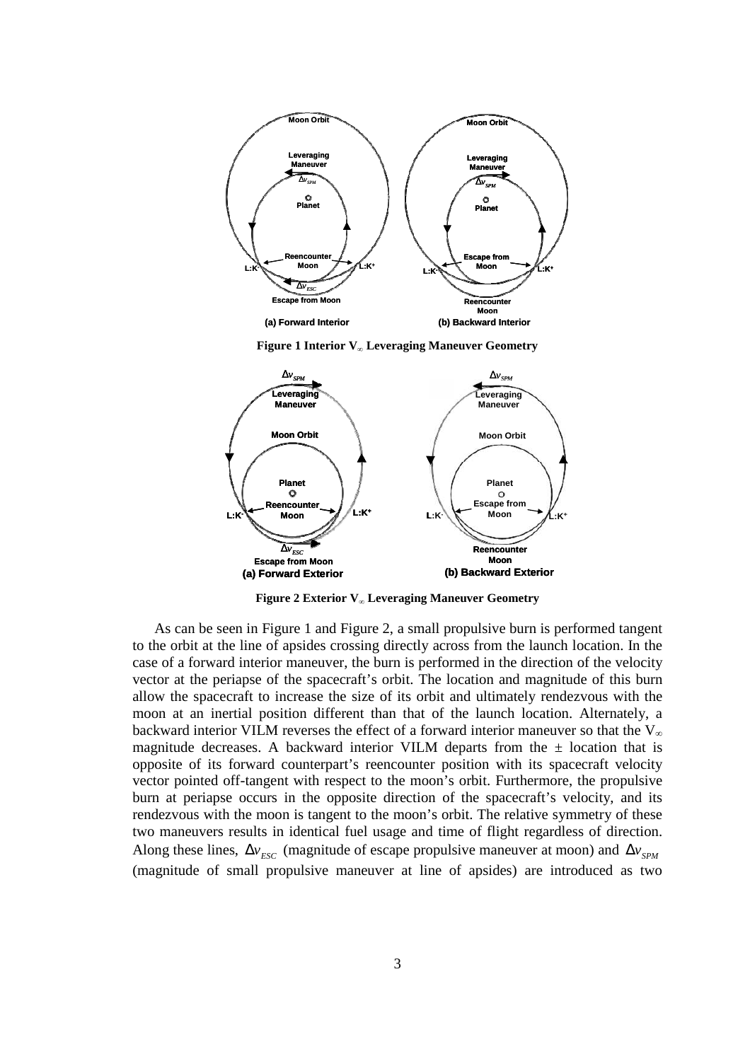**Figure 1 Interior $V_\infty$ Leveraging Maneuver Geometry**

**Figure 2 Exterior $V_\infty$ Leveraging Maneuver Geometry**

As can be seen in Figure 1 and Figure 2, a small propulsive burn is performed tangent to the orbit at the line of apsides crossing directly across from the launch location. In the case of a forward interior maneuver, the burn is performed in the direction of the velocity vector at the periapse of the spacecraft's orbit. The location and magnitude of this burn allow the spacecraft to increase the size of its orbit and ultimately rendezvous with the moon at an inertial position different than that of the launch location. Alternately, a backward interior VILM reverses the effect of a forward interior maneuver so that the $V_\infty$ magnitude decreases. A backward interior VILM departs from the $\pm$ location that is opposite of its forward counterpart's reencounter position with its spacecraft velocity vector pointed off-tangent with respect to the moon's orbit. Furthermore, the propulsive burn at periapse occurs in the opposite direction of the spacecraft's velocity, and its rendezvous with the moon is tangent to the moon's orbit. The relative symmetry of these two maneuvers results in identical fuel usage and time of flight regardless of direction. Along these lines, $\Delta v_{ESC}$ (magnitude of escape propulsive maneuver at moon) and $\Delta v_{SPM}$ (magnitude of small propulsive maneuver at line of apsides) are introduced as two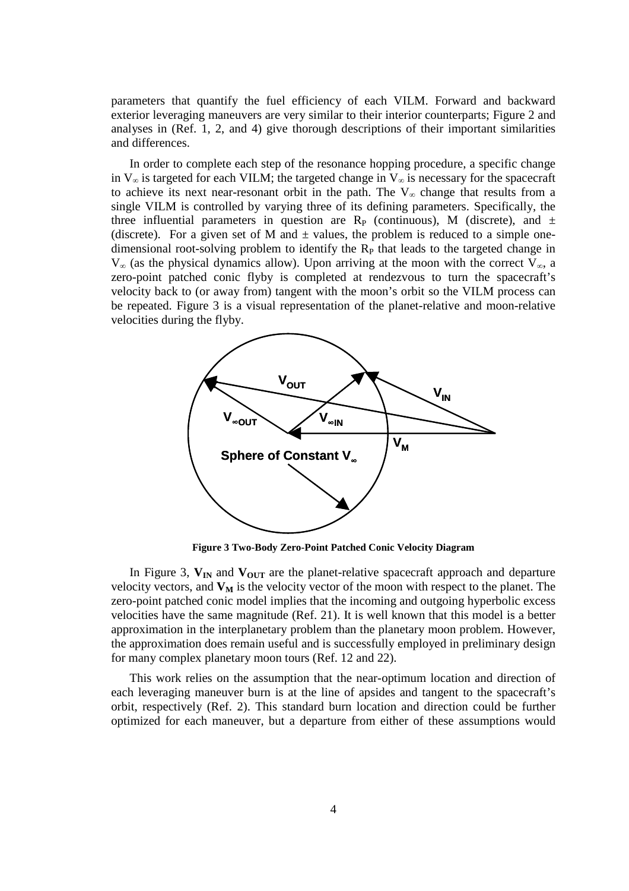parameters that quantify the fuel efficiency of each VILM. Forward and backward exterior leveraging maneuvers are very similar to their interior counterparts; Figure 2 and analyses in (Ref. 1, 2, and 4) give thorough descriptions of their important similarities and differences.

In order to complete each step of the resonance hopping procedure, a specific change in $V_\infty$ is targeted for each VILM; the targeted change in $V_\infty$ is necessary for the spacecraft to achieve its next near-resonant orbit in the path. The $V_\infty$ change that results from a single VILM is controlled by varying three of its defining parameters. Specifically, the three influential parameters in question are $R_P$ (continuous), M (discrete), and $\pm$ (discrete). For a given set of M and $\pm$ values, the problem is reduced to a simple one-dimensional root-solving problem to identify the $R_P$ that leads to the targeted change in $V_\infty$ (as the physical dynamics allow). Upon arriving at the moon with the correct $V_\infty$, a zero-point patched conic flyby is completed at rendezvous to turn the spacecraft's velocity back to (or away from) tangent with the moon's orbit so the VILM process can be repeated. Figure 3 is a visual representation of the planet-relative and moon-relative velocities during the flyby.

**Figure 3 Two-Body Zero-Point Patched Conic Velocity Diagram**

In Figure 3, $\mathbf{V_{IN}}$ and $\mathbf{V_{OUT}}$ are the planet-relative spacecraft approach and departure velocity vectors, and $\mathbf{V_M}$ is the velocity vector of the moon with respect to the planet. The zero-point patched conic model implies that the incoming and outgoing hyperbolic excess velocities have the same magnitude (Ref. 21). It is well known that this model is a better approximation in the interplanetary problem than the planetary moon problem. However, the approximation does remain useful and is successfully employed in preliminary design for many complex planetary moon tours (Ref. 12 and 22).

This work relies on the assumption that the near-optimum location and direction of each leveraging maneuver burn is at the line of apsides and tangent to the spacecraft's orbit, respectively (Ref. 2). This standard burn location and direction could be further optimized for each maneuver, but a departure from either of these assumptions would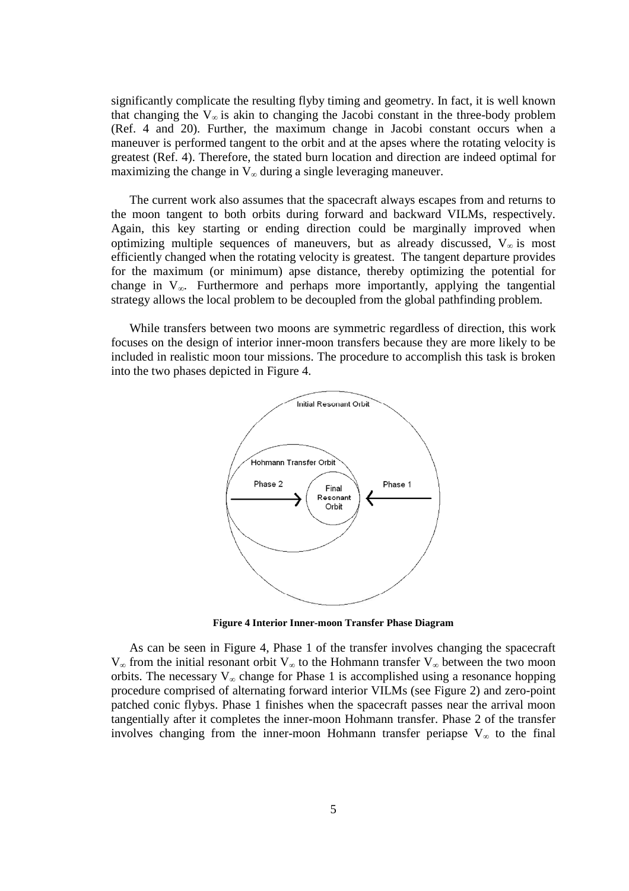significantly complicate the resulting flyby timing and geometry. In fact, it is well known that changing the $V_\infty$ is akin to changing the Jacobi constant in the three-body problem (Ref. 4 and 20). Further, the maximum change in Jacobi constant occurs when a maneuver is performed tangent to the orbit and at the apses where the rotating velocity is greatest (Ref. 4). Therefore, the stated burn location and direction are indeed optimal for maximizing the change in $V_\infty$ during a single leveraging maneuver.

The current work also assumes that the spacecraft always escapes from and returns to the moon tangent to both orbits during forward and backward VILMs, respectively. Again, this key starting or ending direction could be marginally improved when optimizing multiple sequences of maneuvers, but as already discussed, $V_\infty$ is most efficiently changed when the rotating velocity is greatest. The tangent departure provides for the maximum (or minimum) apse distance, thereby optimizing the potential for change in $V_\infty$. Furthermore and perhaps more importantly, applying the tangential strategy allows the local problem to be decoupled from the global pathfinding problem.

While transfers between two moons are symmetric regardless of direction, this work focuses on the design of interior inner-moon transfers because they are more likely to be included in realistic moon tour missions. The procedure to accomplish this task is broken into the two phases depicted in Figure 4.

**Figure 4 Interior Inner-moon Transfer Phase Diagram**

As can be seen in Figure 4, Phase 1 of the transfer involves changing the spacecraft $V_\infty$ from the initial resonant orbit $V_\infty$ to the Hohmann transfer $V_\infty$ between the two moon orbits. The necessary $V_\infty$ change for Phase 1 is accomplished using a resonance hopping procedure comprised of alternating forward interior VILMs (see Figure 2) and zero-point patched conic flybys. Phase 1 finishes when the spacecraft passes near the arrival moon tangentially after it completes the inner-moon Hohmann transfer. Phase 2 of the transfer involves changing from the inner-moon Hohmann transfer periapse $V_\infty$ to the final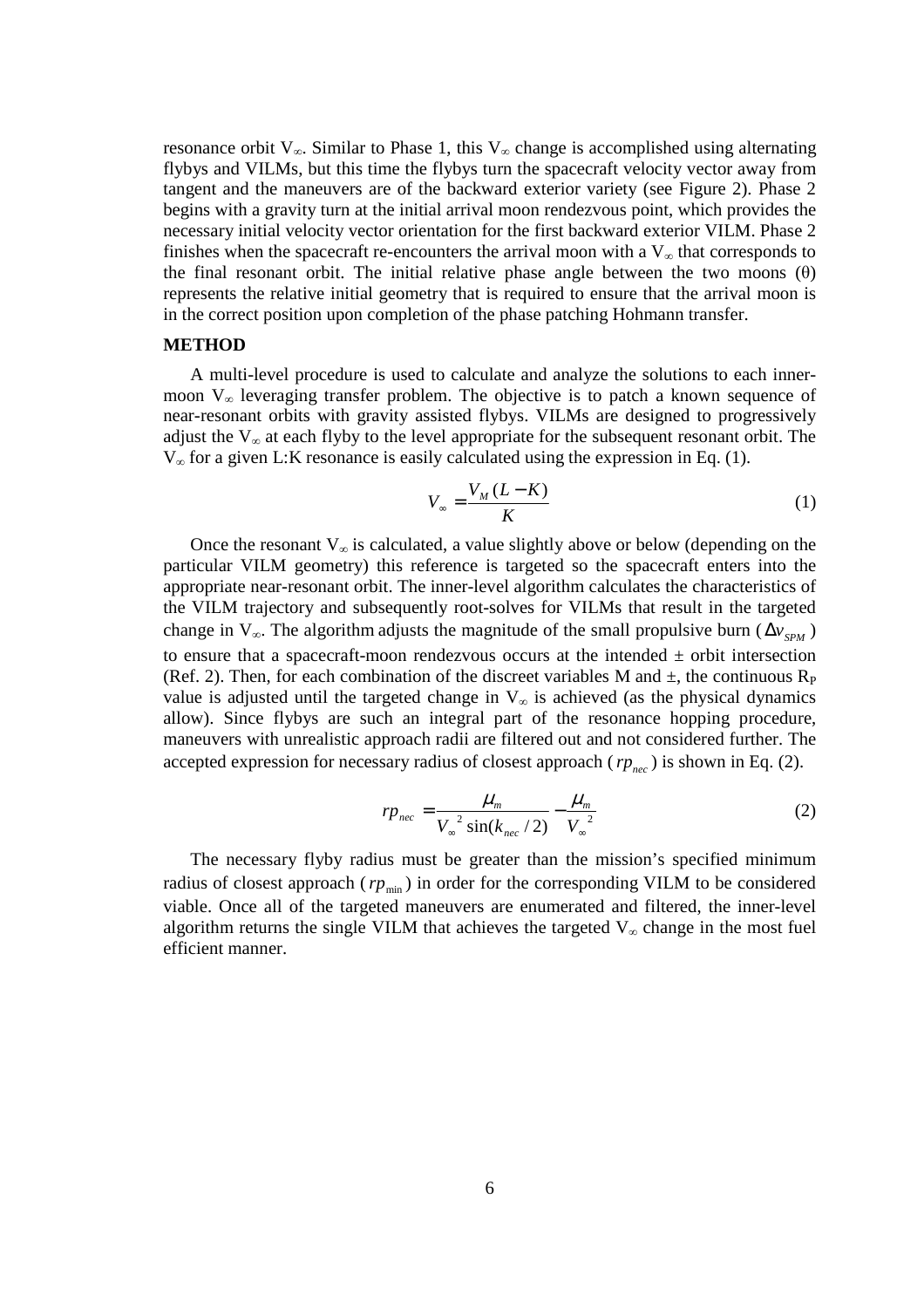resonance orbit $V_\infty$. Similar to Phase 1, this $V_\infty$ change is accomplished using alternating flybys and VILMs, but this time the flybys turn the spacecraft velocity vector away from tangent and the maneuvers are of the backward exterior variety (see Figure 2). Phase 2 begins with a gravity turn at the initial arrival moon rendezvous point, which provides the necessary initial velocity vector orientation for the first backward exterior VILM. Phase 2 finishes when the spacecraft re-encounters the arrival moon with a $V_\infty$ that corresponds to the final resonant orbit. The initial relative phase angle between the two moons ($\theta$) represents the relative initial geometry that is required to ensure that the arrival moon is in the correct position upon completion of the phase patching Hohmann transfer.

**METHOD**

A multi-level procedure is used to calculate and analyze the solutions to each inner-moon $V_\infty$ leveraging transfer problem. The objective is to patch a known sequence of near-resonant orbits with gravity assisted flybys. VILMs are designed to progressively adjust the $V_\infty$ at each flyby to the level appropriate for the subsequent resonant orbit. The $V_\infty$ for a given L:K resonance is easily calculated using the expression in Eq. (1).

$$V_\infty = \frac{V_M (L - K)}{K} \tag{1}$$

Once the resonant $V_\infty$ is calculated, a value slightly above or below (depending on the particular VILM geometry) this reference is targeted so the spacecraft enters into the appropriate near-resonant orbit. The inner-level algorithm calculates the characteristics of the VILM trajectory and subsequently root-solves for VILMs that result in the targeted change in $V_\infty$. The algorithm adjusts the magnitude of the small propulsive burn ($\Delta v_{SPM}$) to ensure that a spacecraft-moon rendezvous occurs at the intended $\pm$ orbit intersection (Ref. 2). Then, for each combination of the discreet variables M and $\pm$, the continuous $R_P$ value is adjusted until the targeted change in $V_\infty$ is achieved (as the physical dynamics allow). Since flybys are such an integral part of the resonance hopping procedure, maneuvers with unrealistic approach radii are filtered out and not considered further. The accepted expression for necessary radius of closest approach ($rp_{nec}$) is shown in Eq. (2).

$$rp_{nec} = \frac{\mu_m}{V_\infty^{\ 2} \sin(k_{nec}/2)} - \frac{\mu_m}{V_\infty^{\ 2}} \tag{2}$$

The necessary flyby radius must be greater than the mission's specified minimum radius of closest approach ($rp_{\min}$) in order for the corresponding VILM to be considered viable. Once all of the targeted maneuvers are enumerated and filtered, the inner-level algorithm returns the single VILM that achieves the targeted $V_\infty$ change in the most fuel efficient manner.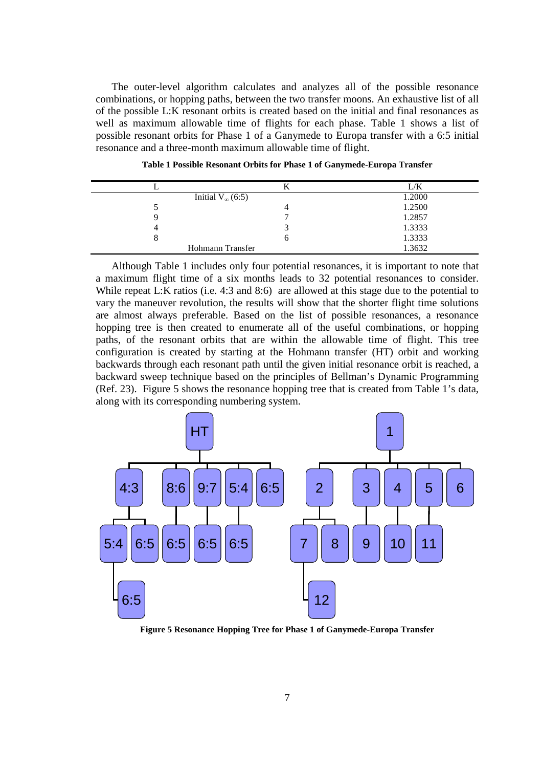The outer-level algorithm calculates and analyzes all of the possible resonance combinations, or hopping paths, between the two transfer moons. An exhaustive list of all of the possible L:K resonant orbits is created based on the initial and final resonances as well as maximum allowable time of flights for each phase. Table 1 shows a list of possible resonant orbits for Phase 1 of a Ganymede to Europa transfer with a 6:5 initial resonance and a three-month maximum allowable time of flight.

**Table 1 Possible Resonant Orbits for Phase 1 of Ganymede-Europa Transfer**

| L | K | L/K |
|---|---|---|
| Initial $V_\infty$ (6:5) | | 1.2000 |
| 5 | 4 | 1.2500 |
| 9 | 7 | 1.2857 |
| 4 | 3 | 1.3333 |
| 8 | 6 | 1.3333 |
| Hohmann Transfer | | 1.3632 |

Although Table 1 includes only four potential resonances, it is important to note that a maximum flight time of a six months leads to 32 potential resonances to consider. While repeat L:K ratios (i.e. 4:3 and 8:6) are allowed at this stage due to the potential to vary the maneuver revolution, the results will show that the shorter flight time solutions are almost always preferable. Based on the list of possible resonances, a resonance hopping tree is then created to enumerate all of the useful combinations, or hopping paths, of the resonant orbits that are within the allowable time of flight. This tree configuration is created by starting at the Hohmann transfer (HT) orbit and working backwards through each resonant path until the given initial resonance orbit is reached, a backward sweep technique based on the principles of Bellman's Dynamic Programming (Ref. 23). Figure 5 shows the resonance hopping tree that is created from Table 1's data, along with its corresponding numbering system.

**Figure 5 Resonance Hopping Tree for Phase 1 of Ganymede-Europa Transfer**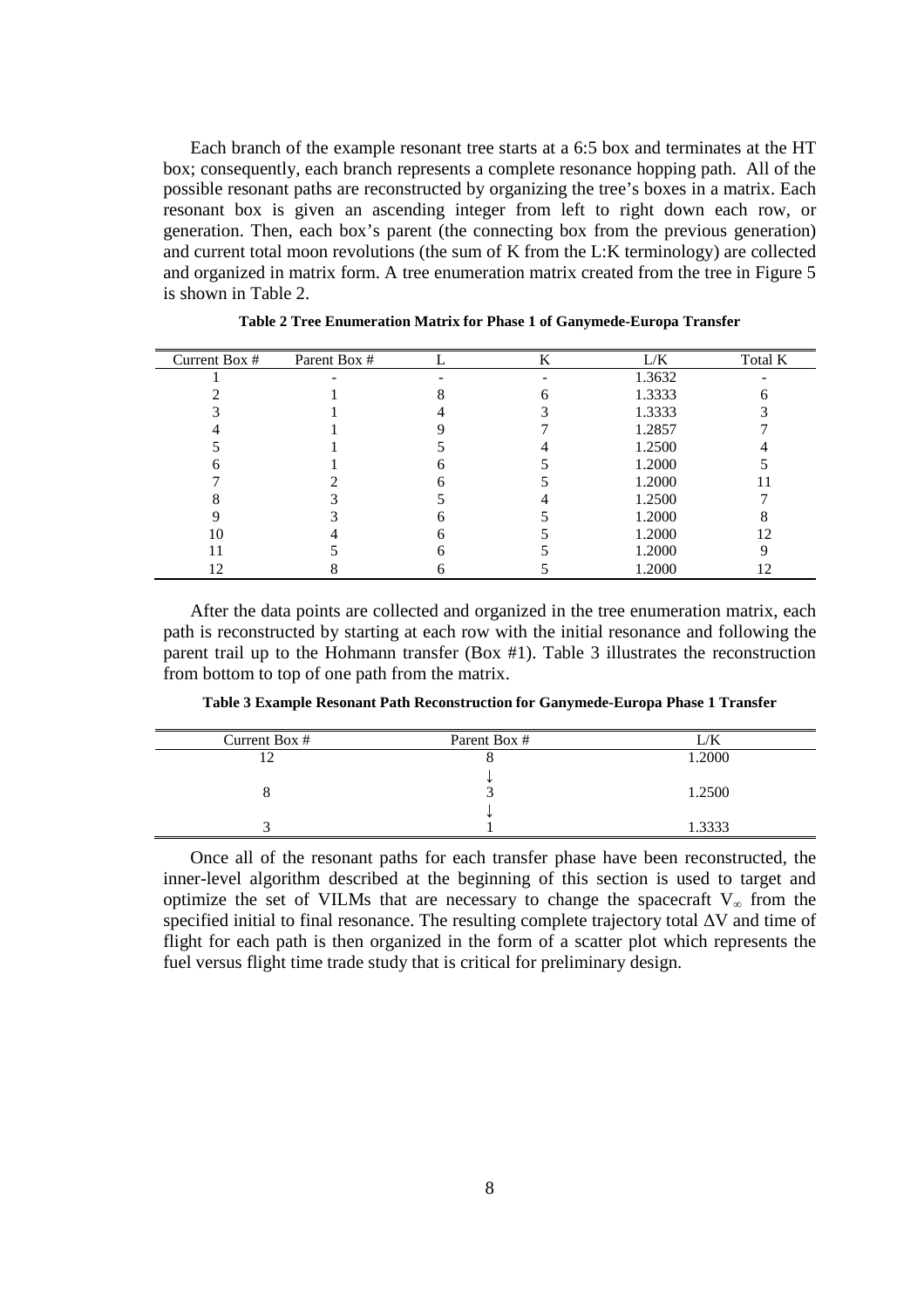Each branch of the example resonant tree starts at a 6:5 box and terminates at the HT box; consequently, each branch represents a complete resonance hopping path. All of the possible resonant paths are reconstructed by organizing the tree's boxes in a matrix. Each resonant box is given an ascending integer from left to right down each row, or generation. Then, each box's parent (the connecting box from the previous generation) and current total moon revolutions (the sum of K from the L:K terminology) are collected and organized in matrix form. A tree enumeration matrix created from the tree in Figure 5 is shown in Table 2.

**Table 2 Tree Enumeration Matrix for Phase 1 of Ganymede-Europa Transfer**

| Current Box # | Parent Box # | L | K | L/K | Total K |
|---|---|---|---|---|---|
| 1 | - | - | - | 1.3632 | - |
| 2 | 1 | 8 | 6 | 1.3333 | 6 |
| 3 | 1 | 4 | 3 | 1.3333 | 3 |
| 4 | 1 | 9 | 7 | 1.2857 | 7 |
| 5 | 1 | 5 | 4 | 1.2500 | 4 |
| 6 | 1 | 6 | 5 | 1.2000 | 5 |
| 7 | 2 | 6 | 5 | 1.2000 | 11 |
| 8 | 3 | 5 | 4 | 1.2500 | 7 |
| 9 | 3 | 6 | 5 | 1.2000 | 8 |
| 10 | 4 | 6 | 5 | 1.2000 | 12 |
| 11 | 5 | 6 | 5 | 1.2000 | 9 |
| 12 | 8 | 6 | 5 | 1.2000 | 12 |

After the data points are collected and organized in the tree enumeration matrix, each path is reconstructed by starting at each row with the initial resonance and following the parent trail up to the Hohmann transfer (Box #1). Table 3 illustrates the reconstruction from bottom to top of one path from the matrix.

**Table 3 Example Resonant Path Reconstruction for Ganymede-Europa Phase 1 Transfer**

| Current Box # | Parent Box # | L/K |
|---|---|---|
| 12 | 8 | 1.2000 |
| | ↓ | |
| 8 | 3 | 1.2500 |
| | ↓ | |
| 3 | 1 | 1.3333 |

Once all of the resonant paths for each transfer phase have been reconstructed, the inner-level algorithm described at the beginning of this section is used to target and optimize the set of VILMs that are necessary to change the spacecraft $V_\infty$ from the specified initial to final resonance. The resulting complete trajectory total $\Delta V$ and time of flight for each path is then organized in the form of a scatter plot which represents the fuel versus flight time trade study that is critical for preliminary design.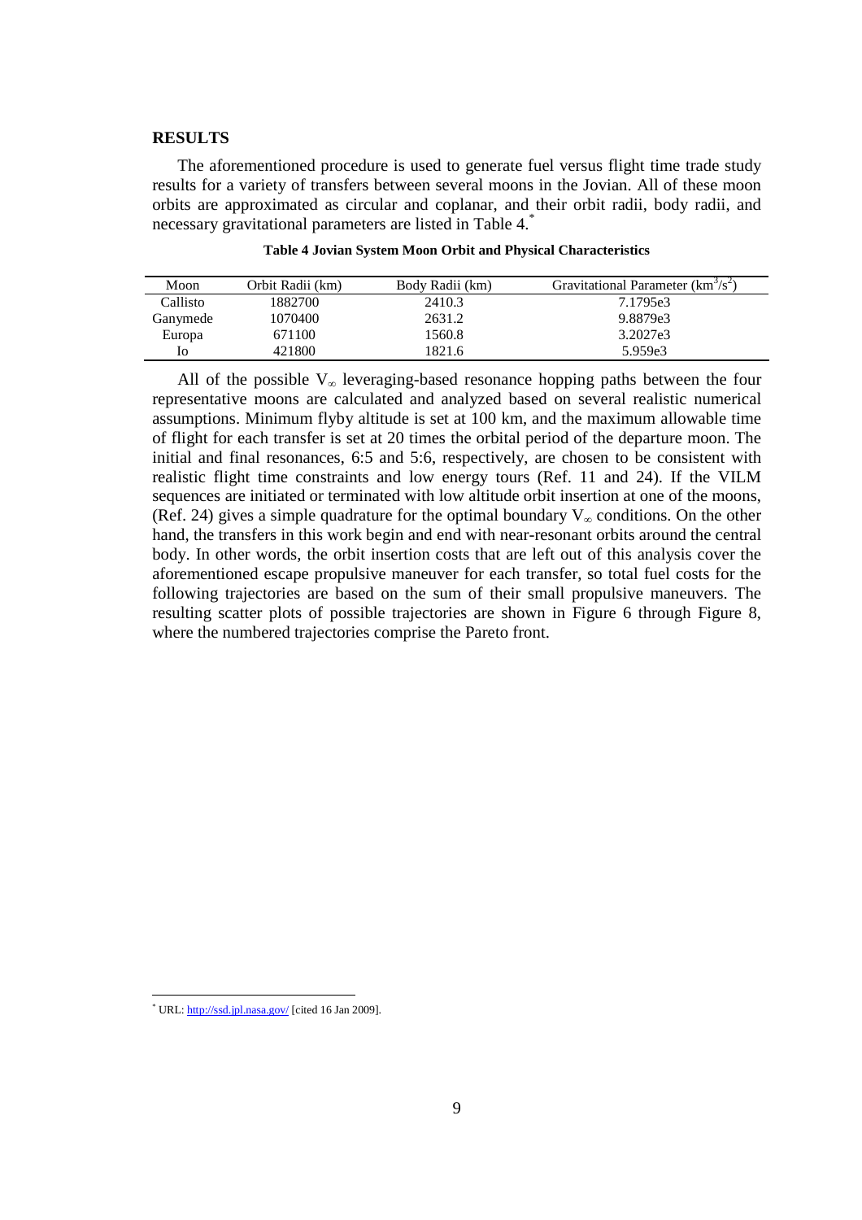## RESULTS

The aforementioned procedure is used to generate fuel versus flight time trade study results for a variety of transfers between several moons in the Jovian. All of these moon orbits are approximated as circular and coplanar, and their orbit radii, body radii, and necessary gravitational parameters are listed in Table 4.[*]

**Table 4 Jovian System Moon Orbit and Physical Characteristics**

| Moon | Orbit Radii (km) | Body Radii (km) | Gravitational Parameter ($km^3/s^2$) |
|---|---|---|---|
| Callisto | 1882700 | 2410.3 | 7.1795e3 |
| Ganymede | 1070400 | 2631.2 | 9.8879e3 |
| Europa | 671100 | 1560.8 | 3.2027e3 |
| Io | 421800 | 1821.6 | 5.959e3 |

All of the possible $V_\infty$ leveraging-based resonance hopping paths between the four representative moons are calculated and analyzed based on several realistic numerical assumptions. Minimum flyby altitude is set at 100 km, and the maximum allowable time of flight for each transfer is set at 20 times the orbital period of the departure moon. The initial and final resonances, 6:5 and 5:6, respectively, are chosen to be consistent with realistic flight time constraints and low energy tours (Ref. 11 and 24). If the VILM sequences are initiated or terminated with low altitude orbit insertion at one of the moons, (Ref. 24) gives a simple quadrature for the optimal boundary $V_\infty$ conditions. On the other hand, the transfers in this work begin and end with near-resonant orbits around the central body. In other words, the orbit insertion costs that are left out of this analysis cover the aforementioned escape propulsive maneuver for each transfer, so total fuel costs for the following trajectories are based on the sum of their small propulsive maneuvers. The resulting scatter plots of possible trajectories are shown in Figure 6 through Figure 8, where the numbered trajectories comprise the Pareto front.

[*] URL: http://ssd.jpl.nasa.gov/ [cited 16 Jan 2009].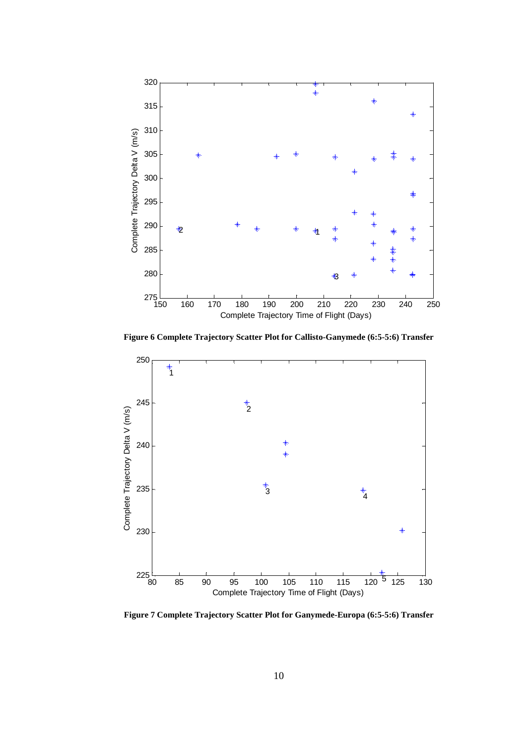**Figure 6 Complete Trajectory Scatter Plot for Callisto-Ganymede (6:5-5:6) Transfer**

**Figure 7 Complete Trajectory Scatter Plot for Ganymede-Europa (6:5-5:6) Transfer**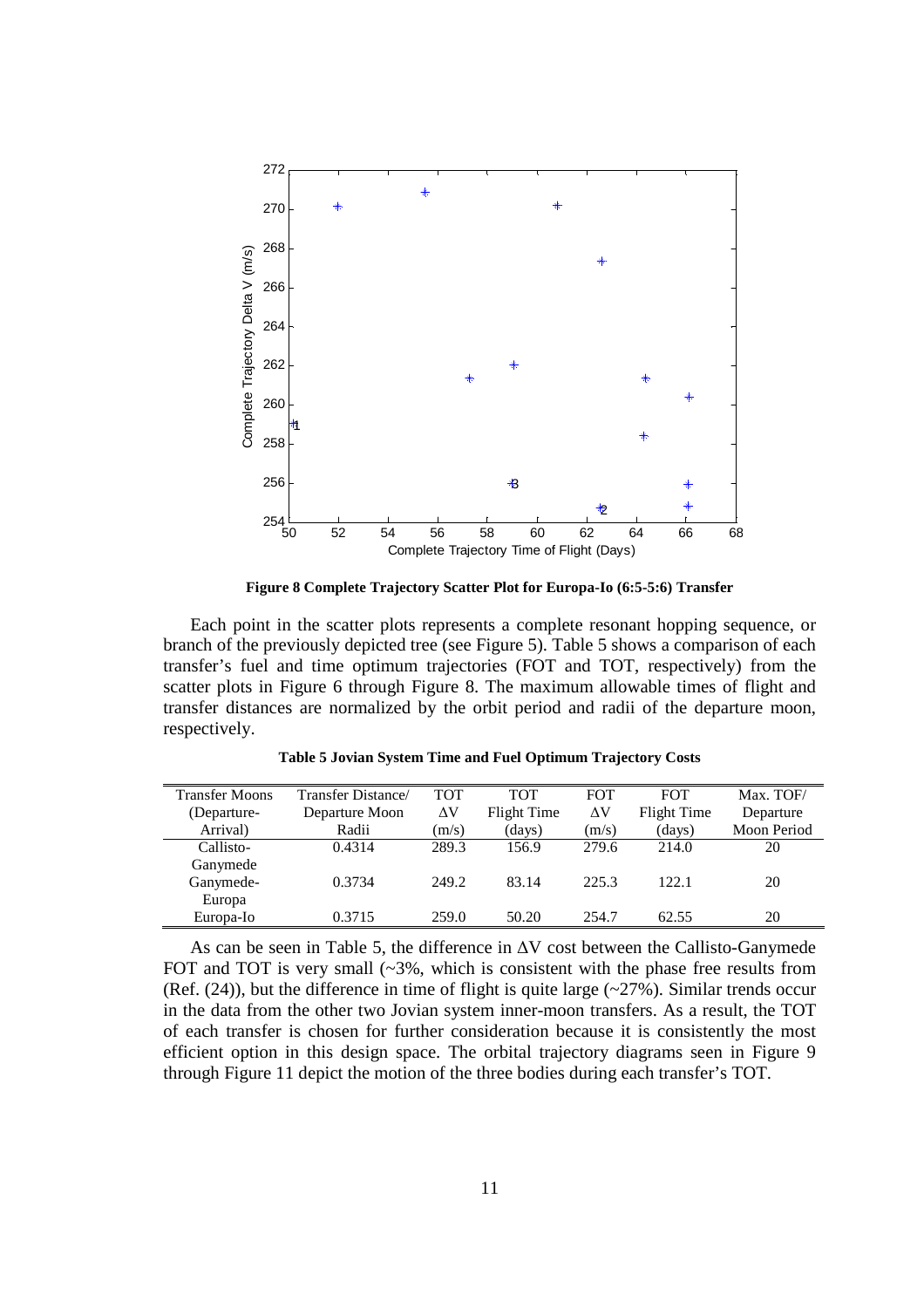**Figure 8 Complete Trajectory Scatter Plot for Europa-Io (6:5-5:6) Transfer**

Each point in the scatter plots represents a complete resonant hopping sequence, or branch of the previously depicted tree (see Figure 5). Table 5 shows a comparison of each transfer's fuel and time optimum trajectories (FOT and TOT, respectively) from the scatter plots in Figure 6 through Figure 8. The maximum allowable times of flight and transfer distances are normalized by the orbit period and radii of the departure moon, respectively.

**Table 5 Jovian System Time and Fuel Optimum Trajectory Costs**

| Transfer Moons (Departure-Arrival) | Transfer Distance/ Departure Moon Radii | TOT $\Delta$V (m/s) | TOT Flight Time (days) | FOT $\Delta$V (m/s) | FOT Flight Time (days) | Max. TOF/ Departure Moon Period |
|---|---|---|---|---|---|---|
| Callisto-Ganymede | 0.4314 | 289.3 | 156.9 | 279.6 | 214.0 | 20 |
| Ganymede-Europa | 0.3734 | 249.2 | 83.14 | 225.3 | 122.1 | 20 |
| Europa-Io | 0.3715 | 259.0 | 50.20 | 254.7 | 62.55 | 20 |

As can be seen in Table 5, the difference in $\Delta$V cost between the Callisto-Ganymede FOT and TOT is very small (~3%, which is consistent with the phase free results from (Ref. (24)), but the difference in time of flight is quite large (~27%). Similar trends occur in the data from the other two Jovian system inner-moon transfers. As a result, the TOT of each transfer is chosen for further consideration because it is consistently the most efficient option in this design space. The orbital trajectory diagrams seen in Figure 9 through Figure 11 depict the motion of the three bodies during each transfer's TOT.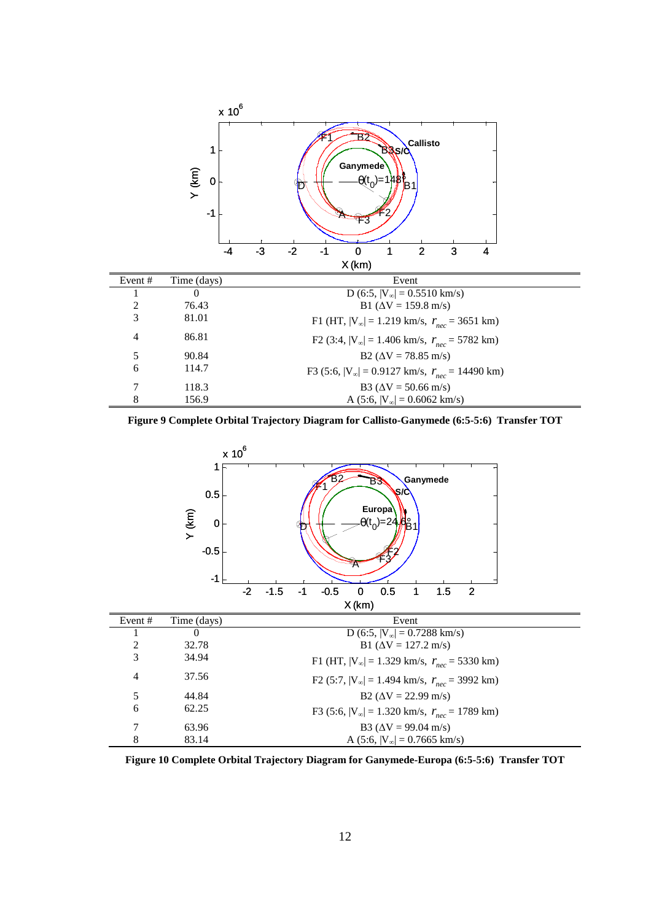| Event # | Time (days) | Event |
|---|---|---|
| 1 | 0 | D (6:5, $\|V_\infty\|$ = 0.5510 km/s) |
| 2 | 76.43 | B1 ($\Delta V$ = 159.8 m/s) |
| 3 | 81.01 | F1 (HT, $\|V_\infty\|$ = 1.219 km/s, $r_{nec}$ = 3651 km) |
| 4 | 86.81 | F2 (3:4, $\|V_\infty\|$ = 1.406 km/s, $r_{nec}$ = 5782 km) |
| 5 | 90.84 | B2 ($\Delta V$ = 78.85 m/s) |
| 6 | 114.7 | F3 (5:6, $\|V_\infty\|$ = 0.9127 km/s, $r_{nec}$ = 14490 km) |
| 7 | 118.3 | B3 ($\Delta V$ = 50.66 m/s) |
| 8 | 156.9 | A (5:6, $\|V_\infty\|$ = 0.6062 km/s) |

**Figure 9 Complete Orbital Trajectory Diagram for Callisto-Ganymede (6:5-5:6) Transfer TOT**

| Event # | Time (days) | Event |
|---|---|---|
| 1 | 0 | D (6:5, $\|V_\infty\|$ = 0.7288 km/s) |
| 2 | 32.78 | B1 ($\Delta V$ = 127.2 m/s) |
| 3 | 34.94 | F1 (HT, $\|V_\infty\|$ = 1.329 km/s, $r_{nec}$ = 5330 km) |
| 4 | 37.56 | F2 (5:7, $\|V_\infty\|$ = 1.494 km/s, $r_{nec}$ = 3992 km) |
| 5 | 44.84 | B2 ($\Delta V$ = 22.99 m/s) |
| 6 | 62.25 | F3 (5:6, $\|V_\infty\|$ = 1.320 km/s, $r_{nec}$ = 1789 km) |
| 7 | 63.96 | B3 ($\Delta V$ = 99.04 m/s) |
| 8 | 83.14 | A (5:6, $\|V_\infty\|$ = 0.7665 km/s) |

**Figure 10 Complete Orbital Trajectory Diagram for Ganymede-Europa (6:5-5:6) Transfer TOT**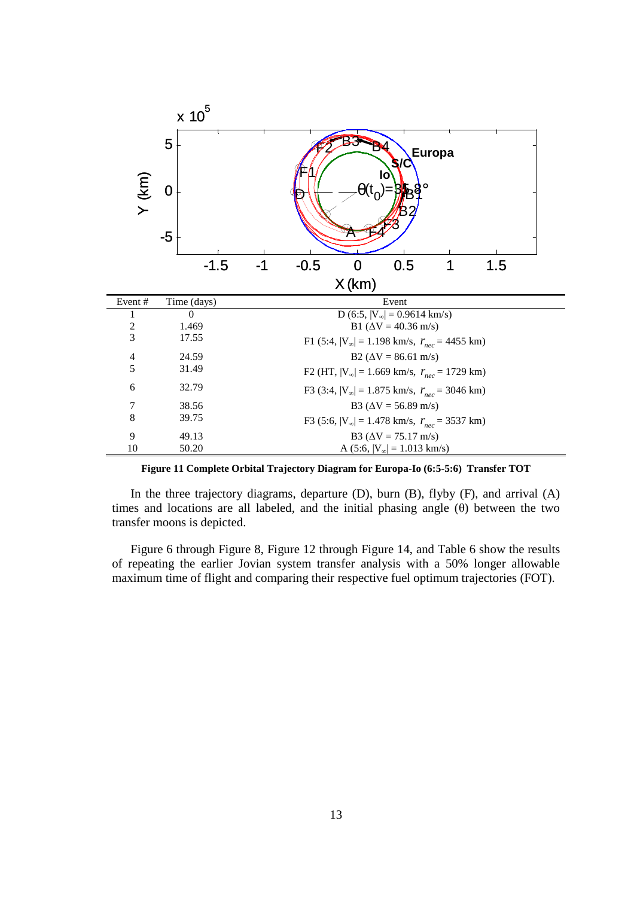| Event # | Time (days) | Event |
|---|---|---|
| 1 | 0 | D (6:5, $\|V_\infty\|$ = 0.9614 km/s) |
| 2 | 1.469 | B1 ($\Delta V$ = 40.36 m/s) |
| 3 | 17.55 | F1 (5:4, $\|V_\infty\|$ = 1.198 km/s, $r_{nec}$ = 4455 km) |
| 4 | 24.59 | B2 ($\Delta V$ = 86.61 m/s) |
| 5 | 31.49 | F2 (HT, $\|V_\infty\|$ = 1.669 km/s, $r_{nec}$ = 1729 km) |
| 6 | 32.79 | F3 (3:4, $\|V_\infty\|$ = 1.875 km/s, $r_{nec}$ = 3046 km) |
| 7 | 38.56 | B3 ($\Delta V$ = 56.89 m/s) |
| 8 | 39.75 | F3 (5:6, $\|V_\infty\|$ = 1.478 km/s, $r_{nec}$ = 3537 km) |
| 9 | 49.13 | B3 ($\Delta V$ = 75.17 m/s) |
| 10 | 50.20 | A (5:6, $\|V_\infty\|$ = 1.013 km/s) |

**Figure 11 Complete Orbital Trajectory Diagram for Europa-Io (6:5-5:6) Transfer TOT**

In the three trajectory diagrams, departure (D), burn (B), flyby (F), and arrival (A) times and locations are all labeled, and the initial phasing angle (θ) between the two transfer moons is depicted.

Figure 6 through Figure 8, Figure 12 through Figure 14, and Table 6 show the results of repeating the earlier Jovian system transfer analysis with a 50% longer allowable maximum time of flight and comparing their respective fuel optimum trajectories (FOT).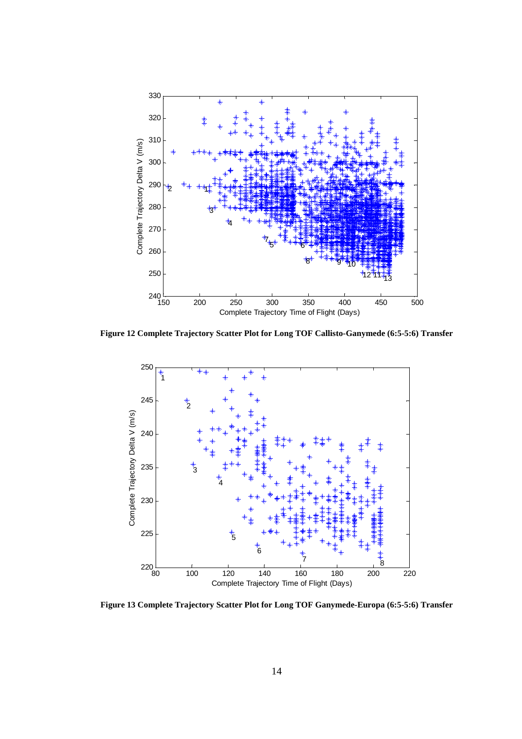**Figure 12 Complete Trajectory Scatter Plot for Long TOF Callisto-Ganymede (6:5-5:6) Transfer**

**Figure 13 Complete Trajectory Scatter Plot for Long TOF Ganymede-Europa (6:5-5:6) Transfer**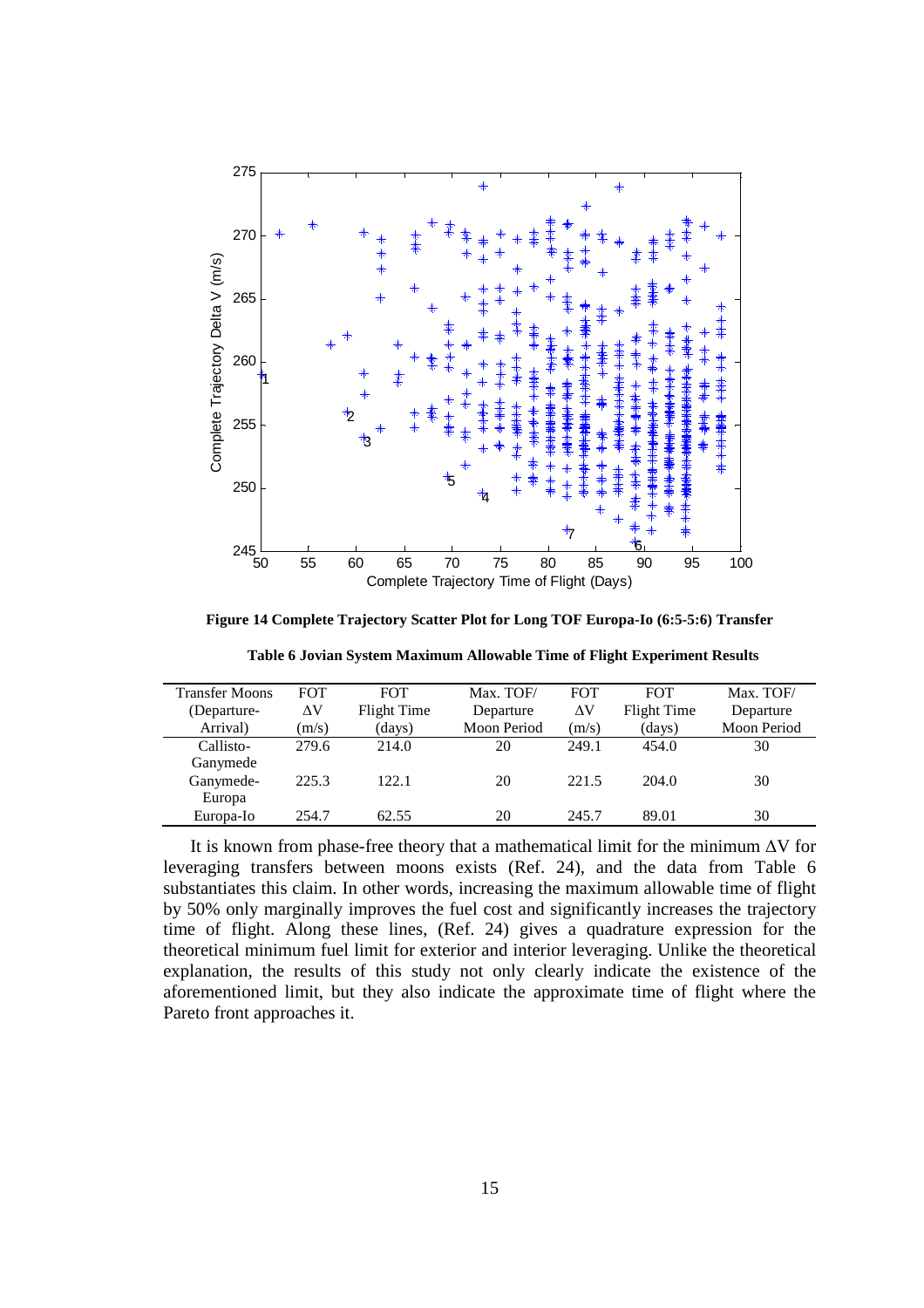**Figure 14 Complete Trajectory Scatter Plot for Long TOF Europa-Io (6:5-5:6) Transfer**

**Table 6 Jovian System Maximum Allowable Time of Flight Experiment Results**

| Transfer Moons (Departure-Arrival) | FOT ΔV (m/s) | FOT Flight Time (days) | Max. TOF/ Departure Moon Period | FOT ΔV (m/s) | FOT Flight Time (days) | Max. TOF/ Departure Moon Period |
|---|---|---|---|---|---|---|
| Callisto-Ganymede | 279.6 | 214.0 | 20 | 249.1 | 454.0 | 30 |
| Ganymede-Europa | 225.3 | 122.1 | 20 | 221.5 | 204.0 | 30 |
| Europa-Io | 254.7 | 62.55 | 20 | 245.7 | 89.01 | 30 |

It is known from phase-free theory that a mathematical limit for the minimum ΔV for leveraging transfers between moons exists (Ref. 24), and the data from Table 6 substantiates this claim. In other words, increasing the maximum allowable time of flight by 50% only marginally improves the fuel cost and significantly increases the trajectory time of flight. Along these lines, (Ref. 24) gives a quadrature expression for the theoretical minimum fuel limit for exterior and interior leveraging. Unlike the theoretical explanation, the results of this study not only clearly indicate the existence of the aforementioned limit, but they also indicate the approximate time of flight where the Pareto front approaches it.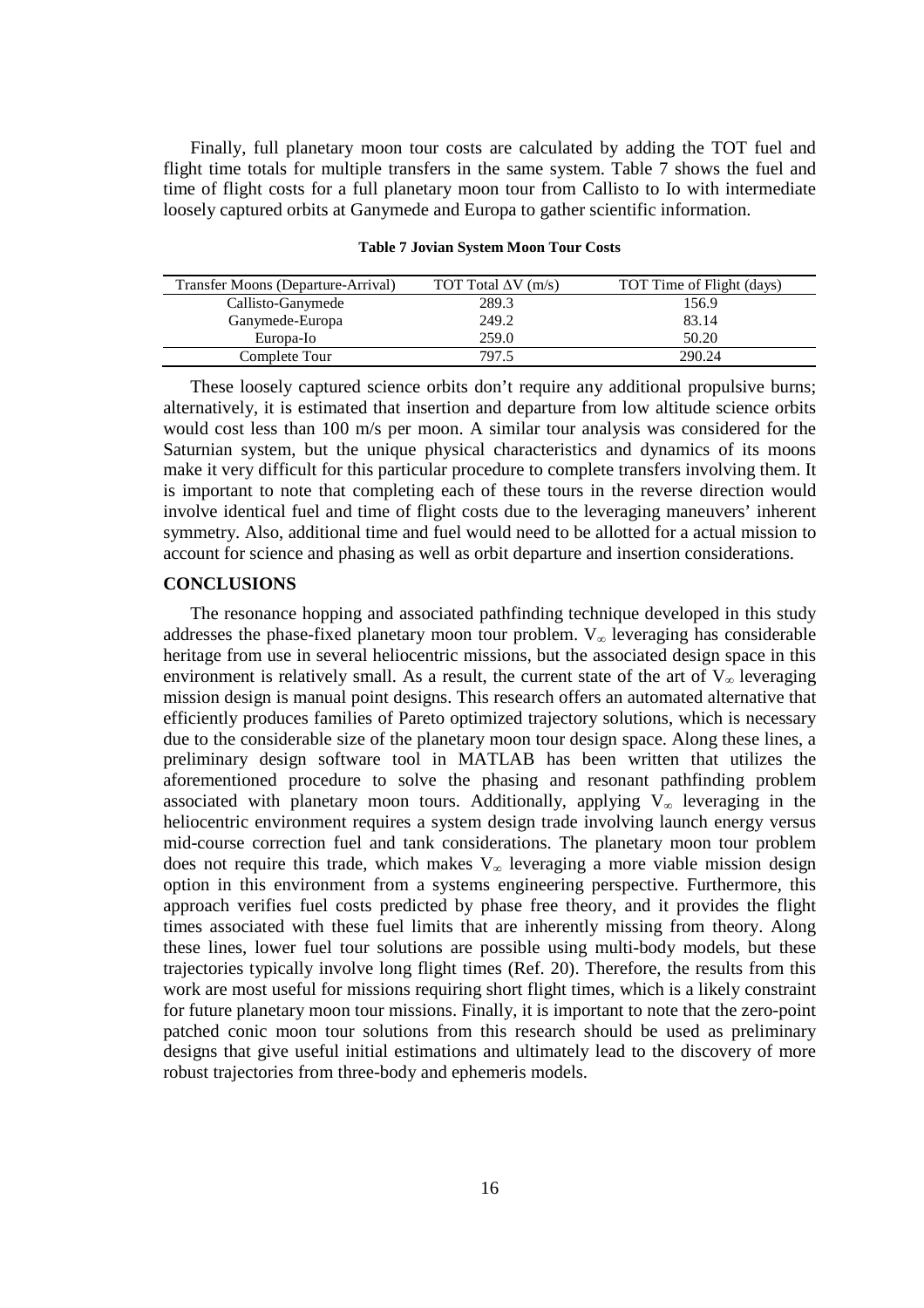Finally, full planetary moon tour costs are calculated by adding the TOT fuel and flight time totals for multiple transfers in the same system. Table 7 shows the fuel and time of flight costs for a full planetary moon tour from Callisto to Io with intermediate loosely captured orbits at Ganymede and Europa to gather scientific information.

**Table 7 Jovian System Moon Tour Costs**

| Transfer Moons (Departure-Arrival) | TOT Total $\Delta V$ (m/s) | TOT Time of Flight (days) |
|---|---|---|
| Callisto-Ganymede | 289.3 | 156.9 |
| Ganymede-Europa | 249.2 | 83.14 |
| Europa-Io | 259.0 | 50.20 |
| Complete Tour | 797.5 | 290.24 |

These loosely captured science orbits don't require any additional propulsive burns; alternatively, it is estimated that insertion and departure from low altitude science orbits would cost less than 100 m/s per moon. A similar tour analysis was considered for the Saturnian system, but the unique physical characteristics and dynamics of its moons make it very difficult for this particular procedure to complete transfers involving them. It is important to note that completing each of these tours in the reverse direction would involve identical fuel and time of flight costs due to the leveraging maneuvers' inherent symmetry. Also, additional time and fuel would need to be allotted for a actual mission to account for science and phasing as well as orbit departure and insertion considerations.

## CONCLUSIONS

The resonance hopping and associated pathfinding technique developed in this study addresses the phase-fixed planetary moon tour problem. $V_\infty$ leveraging has considerable heritage from use in several heliocentric missions, but the associated design space in this environment is relatively small. As a result, the current state of the art of $V_\infty$ leveraging mission design is manual point designs. This research offers an automated alternative that efficiently produces families of Pareto optimized trajectory solutions, which is necessary due to the considerable size of the planetary moon tour design space. Along these lines, a preliminary design software tool in MATLAB has been written that utilizes the aforementioned procedure to solve the phasing and resonant pathfinding problem associated with planetary moon tours. Additionally, applying $V_\infty$ leveraging in the heliocentric environment requires a system design trade involving launch energy versus mid-course correction fuel and tank considerations. The planetary moon tour problem does not require this trade, which makes $V_\infty$ leveraging a more viable mission design option in this environment from a systems engineering perspective. Furthermore, this approach verifies fuel costs predicted by phase free theory, and it provides the flight times associated with these fuel limits that are inherently missing from theory. Along these lines, lower fuel tour solutions are possible using multi-body models, but these trajectories typically involve long flight times (Ref. 20). Therefore, the results from this work are most useful for missions requiring short flight times, which is a likely constraint for future planetary moon tour missions. Finally, it is important to note that the zero-point patched conic moon tour solutions from this research should be used as preliminary designs that give useful initial estimations and ultimately lead to the discovery of more robust trajectories from three-body and ephemeris models.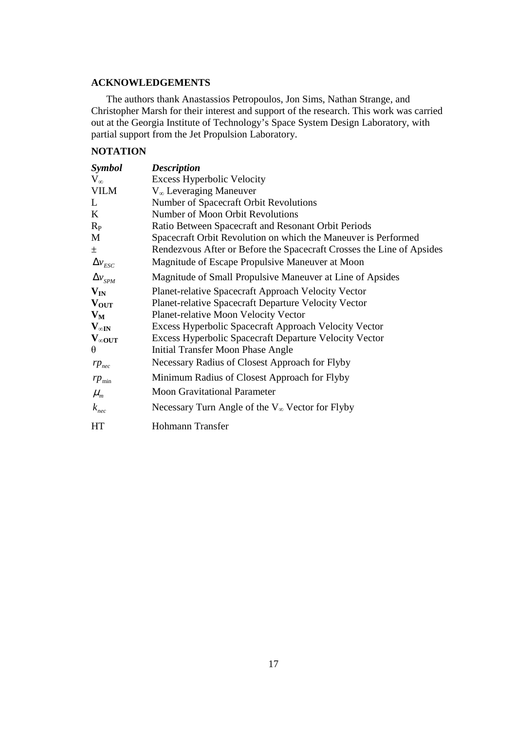## ACKNOWLEDGEMENTS

The authors thank Anastassios Petropoulos, Jon Sims, Nathan Strange, and Christopher Marsh for their interest and support of the research. This work was carried out at the Georgia Institute of Technology's Space System Design Laboratory, with partial support from the Jet Propulsion Laboratory.

## NOTATION

| *Symbol* | *Description* |
|---|---|
| $V_\infty$ | Excess Hyperbolic Velocity |
| VILM | $V_\infty$ Leveraging Maneuver |
| L | Number of Spacecraft Orbit Revolutions |
| K | Number of Moon Orbit Revolutions |
| $R_P$ | Ratio Between Spacecraft and Resonant Orbit Periods |
| M | Spacecraft Orbit Revolution on which the Maneuver is Performed |
| $\pm$ | Rendezvous After or Before the Spacecraft Crosses the Line of Apsides |
| $\Delta v_{ESC}$ | Magnitude of Escape Propulsive Maneuver at Moon |
| $\Delta v_{SPM}$ | Magnitude of Small Propulsive Maneuver at Line of Apsides |
| $\mathbf{V_{IN}}$ | Planet-relative Spacecraft Approach Velocity Vector |
| $\mathbf{V_{OUT}}$ | Planet-relative Spacecraft Departure Velocity Vector |
| $\mathbf{V_M}$ | Planet-relative Moon Velocity Vector |
| $\mathbf{V_{\infty IN}}$ | Excess Hyperbolic Spacecraft Approach Velocity Vector |
| $\mathbf{V_{\infty OUT}}$ | Excess Hyperbolic Spacecraft Departure Velocity Vector |
| $\theta$ | Initial Transfer Moon Phase Angle |
| $rp_{nec}$ | Necessary Radius of Closest Approach for Flyby |
| $rp_{\min}$ | Minimum Radius of Closest Approach for Flyby |
| $\mu_m$ | Moon Gravitational Parameter |
| $k_{nec}$ | Necessary Turn Angle of the $V_\infty$ Vector for Flyby |
| HT | Hohmann Transfer |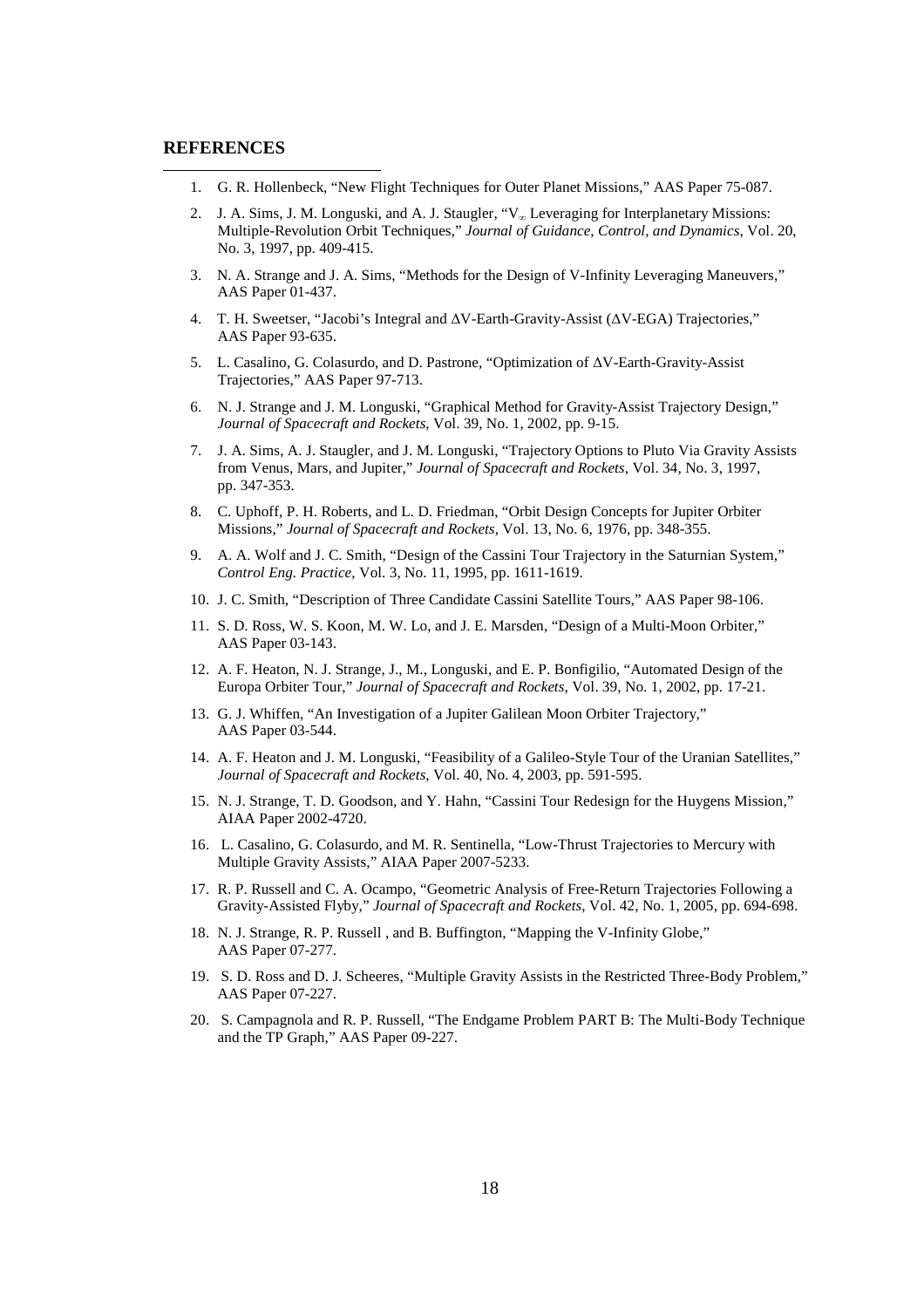## REFERENCES

1. G. R. Hollenbeck, "New Flight Techniques for Outer Planet Missions," AAS Paper 75-087.

2. J. A. Sims, J. M. Longuski, and A. J. Staugler, "$V_\infty$ Leveraging for Interplanetary Missions: Multiple-Revolution Orbit Techniques," *Journal of Guidance, Control, and Dynamics*, Vol. 20, No. 3, 1997, pp. 409-415.

3. N. A. Strange and J. A. Sims, "Methods for the Design of V-Infinity Leveraging Maneuvers," AAS Paper 01-437.

4. T. H. Sweetser, "Jacobi's Integral and ΔV-Earth-Gravity-Assist (ΔV-EGA) Trajectories," AAS Paper 93-635.

5. L. Casalino, G. Colasurdo, and D. Pastrone, "Optimization of ΔV-Earth-Gravity-Assist Trajectories," AAS Paper 97-713.

6. N. J. Strange and J. M. Longuski, "Graphical Method for Gravity-Assist Trajectory Design," *Journal of Spacecraft and Rockets*, Vol. 39, No. 1, 2002, pp. 9-15.

7. J. A. Sims, A. J. Staugler, and J. M. Longuski, "Trajectory Options to Pluto Via Gravity Assists from Venus, Mars, and Jupiter," *Journal of Spacecraft and Rockets*, Vol. 34, No. 3, 1997, pp. 347-353.

8. C. Uphoff, P. H. Roberts, and L. D. Friedman, "Orbit Design Concepts for Jupiter Orbiter Missions," *Journal of Spacecraft and Rockets*, Vol. 13, No. 6, 1976, pp. 348-355.

9. A. A. Wolf and J. C. Smith, "Design of the Cassini Tour Trajectory in the Saturnian System," *Control Eng. Practice*, Vol. 3, No. 11, 1995, pp. 1611-1619.

10. J. C. Smith, "Description of Three Candidate Cassini Satellite Tours," AAS Paper 98-106.

11. S. D. Ross, W. S. Koon, M. W. Lo, and J. E. Marsden, "Design of a Multi-Moon Orbiter," AAS Paper 03-143.

12. A. F. Heaton, N. J. Strange, J., M., Longuski, and E. P. Bonfigilio, "Automated Design of the Europa Orbiter Tour," *Journal of Spacecraft and Rockets*, Vol. 39, No. 1, 2002, pp. 17-21.

13. G. J. Whiffen, "An Investigation of a Jupiter Galilean Moon Orbiter Trajectory," AAS Paper 03-544.

14. A. F. Heaton and J. M. Longuski, "Feasibility of a Galileo-Style Tour of the Uranian Satellites," *Journal of Spacecraft and Rockets*, Vol. 40, No. 4, 2003, pp. 591-595.

15. N. J. Strange, T. D. Goodson, and Y. Hahn, "Cassini Tour Redesign for the Huygens Mission," AIAA Paper 2002-4720.

16. L. Casalino, G. Colasurdo, and M. R. Sentinella, "Low-Thrust Trajectories to Mercury with Multiple Gravity Assists," AIAA Paper 2007-5233.

17. R. P. Russell and C. A. Ocampo, "Geometric Analysis of Free-Return Trajectories Following a Gravity-Assisted Flyby," *Journal of Spacecraft and Rockets*, Vol. 42, No. 1, 2005, pp. 694-698.

18. N. J. Strange, R. P. Russell , and B. Buffington, "Mapping the V-Infinity Globe," AAS Paper 07-277.

19. S. D. Ross and D. J. Scheeres, "Multiple Gravity Assists in the Restricted Three-Body Problem," AAS Paper 07-227.

20. S. Campagnola and R. P. Russell, "The Endgame Problem PART B: The Multi-Body Technique and the TP Graph," AAS Paper 09-227.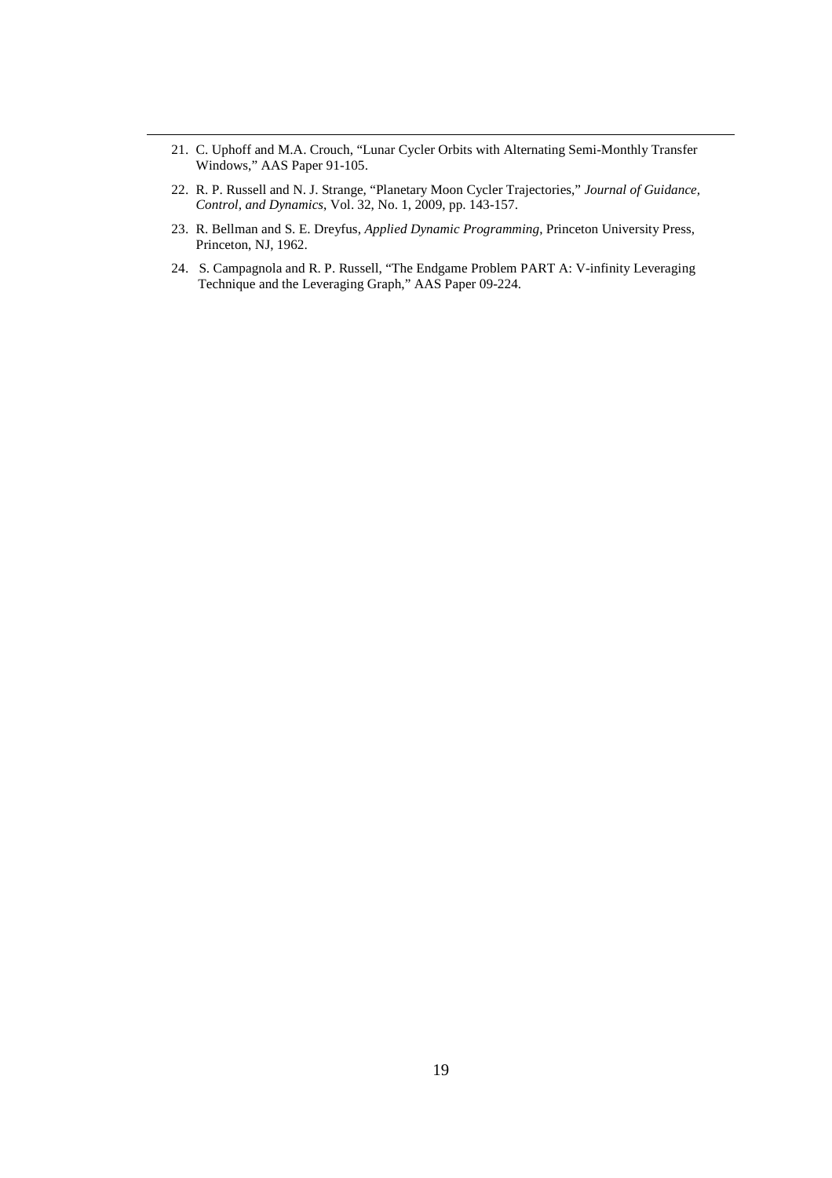21. C. Uphoff and M.A. Crouch, “Lunar Cycler Orbits with Alternating Semi-Monthly Transfer Windows,” AAS Paper 91-105.
22. R. P. Russell and N. J. Strange, “Planetary Moon Cycler Trajectories,” *Journal of Guidance, Control, and Dynamics*, Vol. 32, No. 1, 2009, pp. 143-157.
23. R. Bellman and S. E. Dreyfus, *Applied Dynamic Programming*, Princeton University Press, Princeton, NJ, 1962.
24. S. Campagnola and R. P. Russell, “The Endgame Problem PART A: V-infinity Leveraging Technique and the Leveraging Graph,” AAS Paper 09-224.